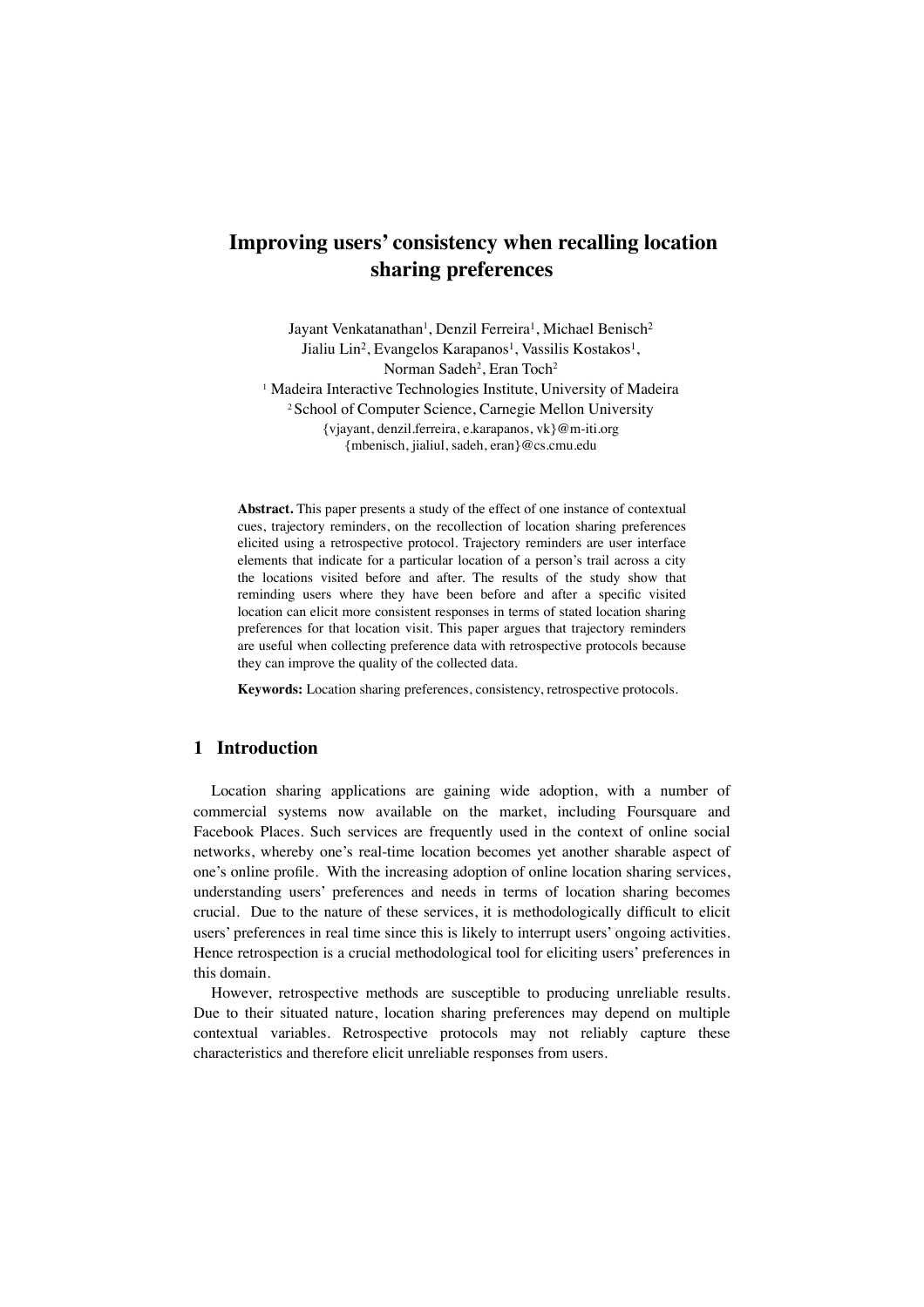# Improving users' consistency when recalling location sharing preferences

Jayant Venkatanathan[1], Denzil Ferreira[1], Michael Benisch[2]
Jialiu Lin[2], Evangelos Karapanos[1], Vassilis Kostakos[1],
Norman Sadeh[2], Eran Toch[2]

[1] Madeira Interactive Technologies Institute, University of Madeira
[2] School of Computer Science, Carnegie Mellon University

{vjayant, denzil.ferreira, e.karapanos, vk}@m-iti.org
{mbenisch, jialiul, sadeh, eran}@cs.cmu.edu

**Abstract.** This paper presents a study of the effect of one instance of contextual cues, trajectory reminders, on the recollection of location sharing preferences elicited using a retrospective protocol. Trajectory reminders are user interface elements that indicate for a particular location of a person's trail across a city the locations visited before and after. The results of the study show that reminding users where they have been before and after a specific visited location can elicit more consistent responses in terms of stated location sharing preferences for that location visit. This paper argues that trajectory reminders are useful when collecting preference data with retrospective protocols because they can improve the quality of the collected data.

**Keywords:** Location sharing preferences, consistency, retrospective protocols.

## 1 Introduction

Location sharing applications are gaining wide adoption, with a number of commercial systems now available on the market, including Foursquare and Facebook Places. Such services are frequently used in the context of online social networks, whereby one's real-time location becomes yet another sharable aspect of one's online profile. With the increasing adoption of online location sharing services, understanding users' preferences and needs in terms of location sharing becomes crucial. Due to the nature of these services, it is methodologically difficult to elicit users' preferences in real time since this is likely to interrupt users' ongoing activities. Hence retrospection is a crucial methodological tool for eliciting users' preferences in this domain.

However, retrospective methods are susceptible to producing unreliable results. Due to their situated nature, location sharing preferences may depend on multiple contextual variables. Retrospective protocols may not reliably capture these characteristics and therefore elicit unreliable responses from users.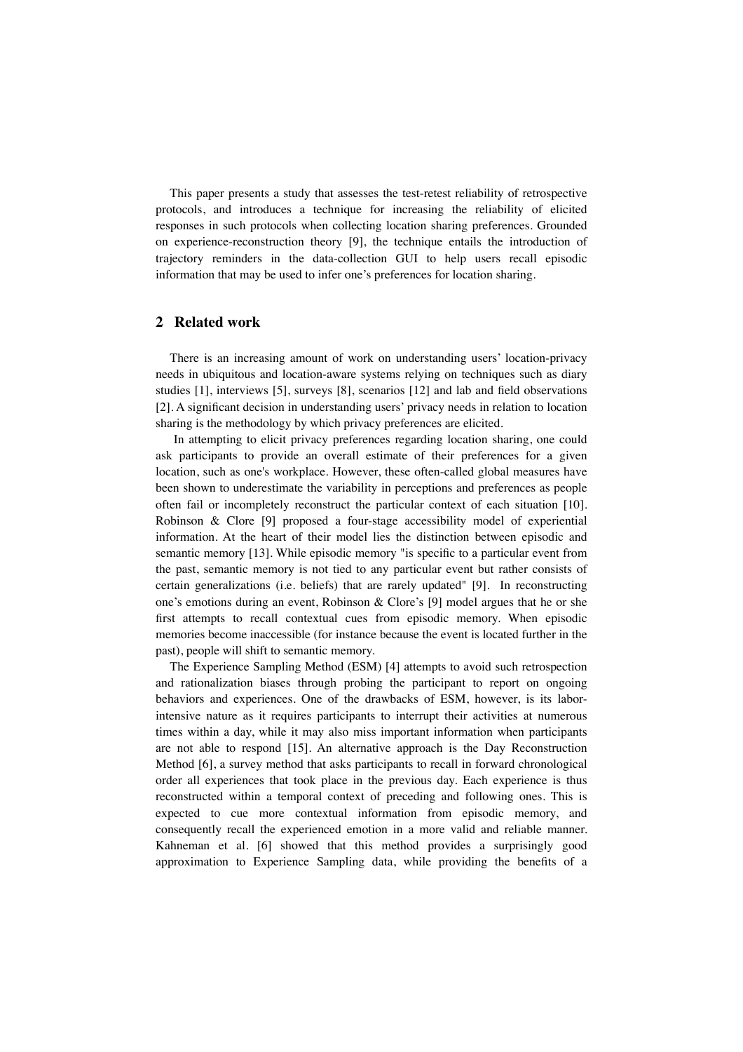This paper presents a study that assesses the test-retest reliability of retrospective protocols, and introduces a technique for increasing the reliability of elicited responses in such protocols when collecting location sharing preferences. Grounded on experience-reconstruction theory [9], the technique entails the introduction of trajectory reminders in the data-collection GUI to help users recall episodic information that may be used to infer one's preferences for location sharing.

## 2 Related work

There is an increasing amount of work on understanding users' location-privacy needs in ubiquitous and location-aware systems relying on techniques such as diary studies [1], interviews [5], surveys [8], scenarios [12] and lab and field observations [2]. A significant decision in understanding users' privacy needs in relation to location sharing is the methodology by which privacy preferences are elicited.

In attempting to elicit privacy preferences regarding location sharing, one could ask participants to provide an overall estimate of their preferences for a given location, such as one's workplace. However, these often-called global measures have been shown to underestimate the variability in perceptions and preferences as people often fail or incompletely reconstruct the particular context of each situation [10]. Robinson & Clore [9] proposed a four-stage accessibility model of experiential information. At the heart of their model lies the distinction between episodic and semantic memory [13]. While episodic memory "is specific to a particular event from the past, semantic memory is not tied to any particular event but rather consists of certain generalizations (i.e. beliefs) that are rarely updated" [9]. In reconstructing one's emotions during an event, Robinson & Clore's [9] model argues that he or she first attempts to recall contextual cues from episodic memory. When episodic memories become inaccessible (for instance because the event is located further in the past), people will shift to semantic memory.

The Experience Sampling Method (ESM) [4] attempts to avoid such retrospection and rationalization biases through probing the participant to report on ongoing behaviors and experiences. One of the drawbacks of ESM, however, is its labor-intensive nature as it requires participants to interrupt their activities at numerous times within a day, while it may also miss important information when participants are not able to respond [15]. An alternative approach is the Day Reconstruction Method [6], a survey method that asks participants to recall in forward chronological order all experiences that took place in the previous day. Each experience is thus reconstructed within a temporal context of preceding and following ones. This is expected to cue more contextual information from episodic memory, and consequently recall the experienced emotion in a more valid and reliable manner. Kahneman et al. [6] showed that this method provides a surprisingly good approximation to Experience Sampling data, while providing the benefits of a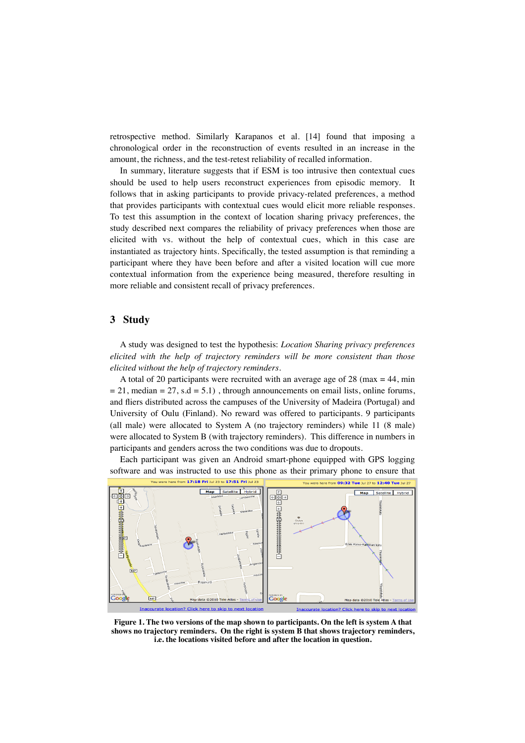retrospective method. Similarly Karapanos et al. [14] found that imposing a chronological order in the reconstruction of events resulted in an increase in the amount, the richness, and the test-retest reliability of recalled information.

In summary, literature suggests that if ESM is too intrusive then contextual cues should be used to help users reconstruct experiences from episodic memory. It follows that in asking participants to provide privacy-related preferences, a method that provides participants with contextual cues would elicit more reliable responses. To test this assumption in the context of location sharing privacy preferences, the study described next compares the reliability of privacy preferences when those are elicited with vs. without the help of contextual cues, which in this case are instantiated as trajectory hints. Specifically, the tested assumption is that reminding a participant where they have been before and after a visited location will cue more contextual information from the experience being measured, therefore resulting in more reliable and consistent recall of privacy preferences.

## 3 Study

A study was designed to test the hypothesis: *Location Sharing privacy preferences elicited with the help of trajectory reminders will be more consistent than those elicited without the help of trajectory reminders*.

A total of 20 participants were recruited with an average age of 28 (max = 44, min = 21, median = 27, s.d = 5.1) , through announcements on email lists, online forums, and fliers distributed across the campuses of the University of Madeira (Portugal) and University of Oulu (Finland). No reward was offered to participants. 9 participants (all male) were allocated to System A (no trajectory reminders) while 11 (8 male) were allocated to System B (with trajectory reminders). This difference in numbers in participants and genders across the two conditions was due to dropouts.

Each participant was given an Android smart-phone equipped with GPS logging software and was instructed to use this phone as their primary phone to ensure that

**Figure 1. The two versions of the map shown to participants. On the left is system A that shows no trajectory reminders. On the right is system B that shows trajectory reminders, i.e. the locations visited before and after the location in question.**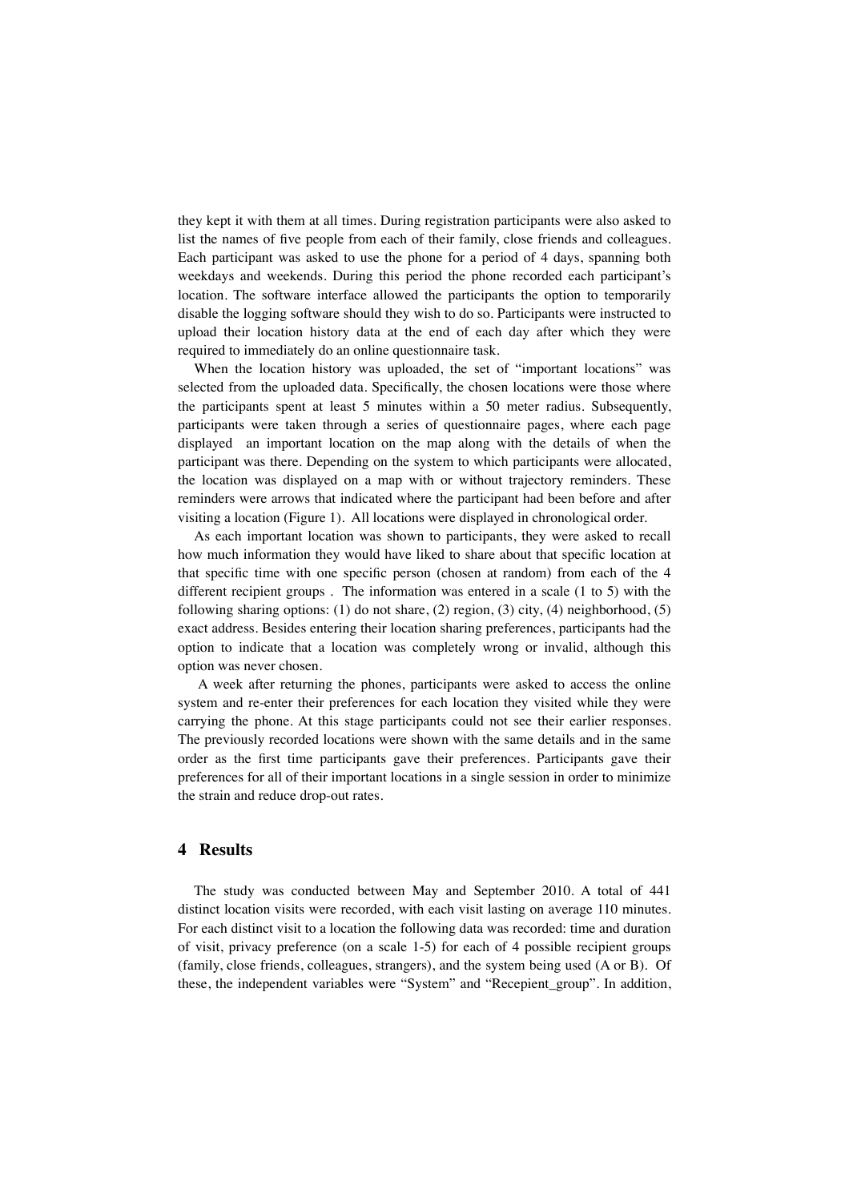they kept it with them at all times. During registration participants were also asked to list the names of five people from each of their family, close friends and colleagues. Each participant was asked to use the phone for a period of 4 days, spanning both weekdays and weekends. During this period the phone recorded each participant's location. The software interface allowed the participants the option to temporarily disable the logging software should they wish to do so. Participants were instructed to upload their location history data at the end of each day after which they were required to immediately do an online questionnaire task.

When the location history was uploaded, the set of "important locations" was selected from the uploaded data. Specifically, the chosen locations were those where the participants spent at least 5 minutes within a 50 meter radius. Subsequently, participants were taken through a series of questionnaire pages, where each page displayed an important location on the map along with the details of when the participant was there. Depending on the system to which participants were allocated, the location was displayed on a map with or without trajectory reminders. These reminders were arrows that indicated where the participant had been before and after visiting a location (Figure 1). All locations were displayed in chronological order.

As each important location was shown to participants, they were asked to recall how much information they would have liked to share about that specific location at that specific time with one specific person (chosen at random) from each of the 4 different recipient groups . The information was entered in a scale (1 to 5) with the following sharing options: (1) do not share, (2) region, (3) city, (4) neighborhood, (5) exact address. Besides entering their location sharing preferences, participants had the option to indicate that a location was completely wrong or invalid, although this option was never chosen.

A week after returning the phones, participants were asked to access the online system and re-enter their preferences for each location they visited while they were carrying the phone. At this stage participants could not see their earlier responses. The previously recorded locations were shown with the same details and in the same order as the first time participants gave their preferences. Participants gave their preferences for all of their important locations in a single session in order to minimize the strain and reduce drop-out rates.

## 4 Results

The study was conducted between May and September 2010. A total of 441 distinct location visits were recorded, with each visit lasting on average 110 minutes. For each distinct visit to a location the following data was recorded: time and duration of visit, privacy preference (on a scale 1-5) for each of 4 possible recipient groups (family, close friends, colleagues, strangers), and the system being used (A or B). Of these, the independent variables were "System" and "Recepient_group". In addition,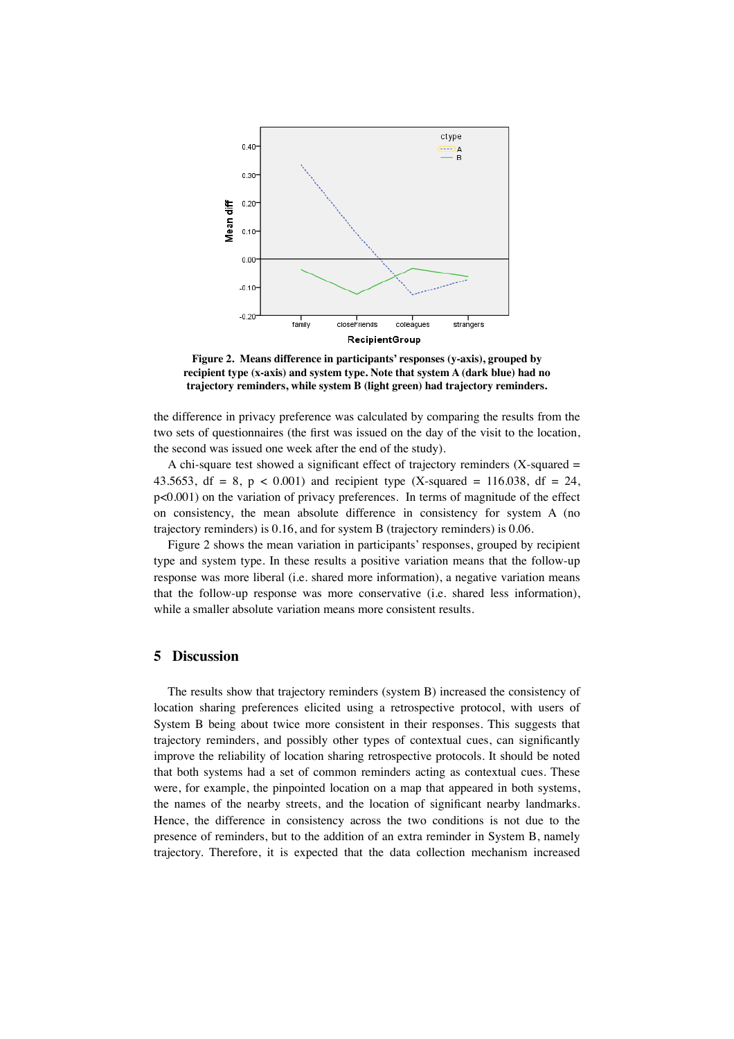**Figure 2. Means difference in participants' responses (y-axis), grouped by recipient type (x-axis) and system type. Note that system A (dark blue) had no trajectory reminders, while system B (light green) had trajectory reminders.**

the difference in privacy preference was calculated by comparing the results from the two sets of questionnaires (the first was issued on the day of the visit to the location, the second was issued one week after the end of the study).

A chi-square test showed a significant effect of trajectory reminders (X-squared = 43.5653, df = 8, $p < 0.001$) and recipient type (X-squared = 116.038, df = 24, $p<0.001$) on the variation of privacy preferences. In terms of magnitude of the effect on consistency, the mean absolute difference in consistency for system A (no trajectory reminders) is 0.16, and for system B (trajectory reminders) is 0.06.

Figure 2 shows the mean variation in participants' responses, grouped by recipient type and system type. In these results a positive variation means that the follow-up response was more liberal (i.e. shared more information), a negative variation means that the follow-up response was more conservative (i.e. shared less information), while a smaller absolute variation means more consistent results.

## 5 Discussion

The results show that trajectory reminders (system B) increased the consistency of location sharing preferences elicited using a retrospective protocol, with users of System B being about twice more consistent in their responses. This suggests that trajectory reminders, and possibly other types of contextual cues, can significantly improve the reliability of location sharing retrospective protocols. It should be noted that both systems had a set of common reminders acting as contextual cues. These were, for example, the pinpointed location on a map that appeared in both systems, the names of the nearby streets, and the location of significant nearby landmarks. Hence, the difference in consistency across the two conditions is not due to the presence of reminders, but to the addition of an extra reminder in System B, namely trajectory. Therefore, it is expected that the data collection mechanism increased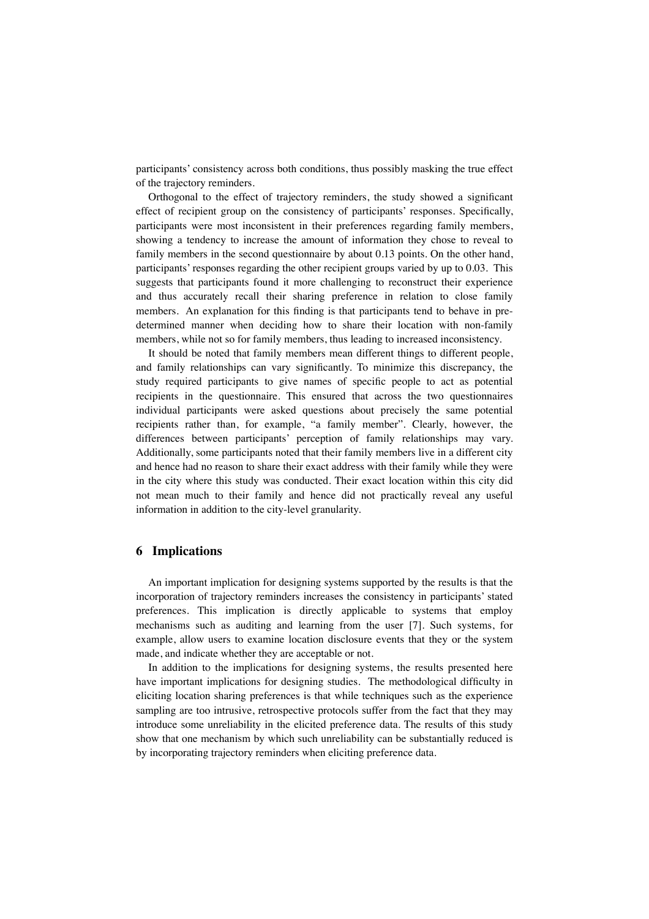participants' consistency across both conditions, thus possibly masking the true effect of the trajectory reminders.

Orthogonal to the effect of trajectory reminders, the study showed a significant effect of recipient group on the consistency of participants' responses. Specifically, participants were most inconsistent in their preferences regarding family members, showing a tendency to increase the amount of information they chose to reveal to family members in the second questionnaire by about 0.13 points. On the other hand, participants' responses regarding the other recipient groups varied by up to 0.03. This suggests that participants found it more challenging to reconstruct their experience and thus accurately recall their sharing preference in relation to close family members. An explanation for this finding is that participants tend to behave in predetermined manner when deciding how to share their location with non-family members, while not so for family members, thus leading to increased inconsistency.

It should be noted that family members mean different things to different people, and family relationships can vary significantly. To minimize this discrepancy, the study required participants to give names of specific people to act as potential recipients in the questionnaire. This ensured that across the two questionnaires individual participants were asked questions about precisely the same potential recipients rather than, for example, "a family member". Clearly, however, the differences between participants' perception of family relationships may vary. Additionally, some participants noted that their family members live in a different city and hence had no reason to share their exact address with their family while they were in the city where this study was conducted. Their exact location within this city did not mean much to their family and hence did not practically reveal any useful information in addition to the city-level granularity.

## 6 Implications

An important implication for designing systems supported by the results is that the incorporation of trajectory reminders increases the consistency in participants' stated preferences. This implication is directly applicable to systems that employ mechanisms such as auditing and learning from the user [7]. Such systems, for example, allow users to examine location disclosure events that they or the system made, and indicate whether they are acceptable or not.

In addition to the implications for designing systems, the results presented here have important implications for designing studies. The methodological difficulty in eliciting location sharing preferences is that while techniques such as the experience sampling are too intrusive, retrospective protocols suffer from the fact that they may introduce some unreliability in the elicited preference data. The results of this study show that one mechanism by which such unreliability can be substantially reduced is by incorporating trajectory reminders when eliciting preference data.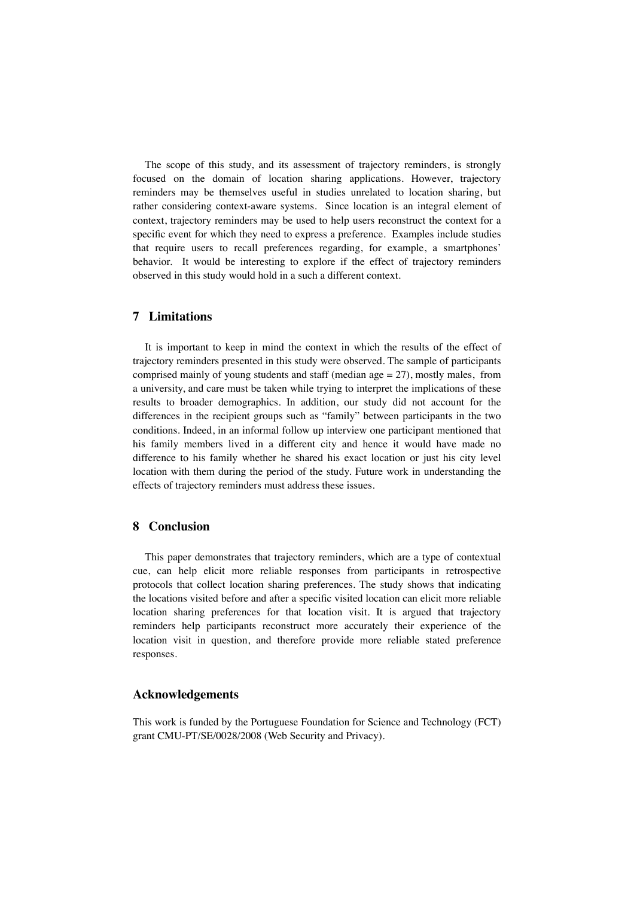The scope of this study, and its assessment of trajectory reminders, is strongly focused on the domain of location sharing applications. However, trajectory reminders may be themselves useful in studies unrelated to location sharing, but rather considering context-aware systems. Since location is an integral element of context, trajectory reminders may be used to help users reconstruct the context for a specific event for which they need to express a preference. Examples include studies that require users to recall preferences regarding, for example, a smartphones' behavior. It would be interesting to explore if the effect of trajectory reminders observed in this study would hold in a such a different context.

## 7 Limitations

It is important to keep in mind the context in which the results of the effect of trajectory reminders presented in this study were observed. The sample of participants comprised mainly of young students and staff (median age = 27), mostly males, from a university, and care must be taken while trying to interpret the implications of these results to broader demographics. In addition, our study did not account for the differences in the recipient groups such as "family" between participants in the two conditions. Indeed, in an informal follow up interview one participant mentioned that his family members lived in a different city and hence it would have made no difference to his family whether he shared his exact location or just his city level location with them during the period of the study. Future work in understanding the effects of trajectory reminders must address these issues.

## 8 Conclusion

This paper demonstrates that trajectory reminders, which are a type of contextual cue, can help elicit more reliable responses from participants in retrospective protocols that collect location sharing preferences. The study shows that indicating the locations visited before and after a specific visited location can elicit more reliable location sharing preferences for that location visit. It is argued that trajectory reminders help participants reconstruct more accurately their experience of the location visit in question, and therefore provide more reliable stated preference responses.

## Acknowledgements

This work is funded by the Portuguese Foundation for Science and Technology (FCT) grant CMU-PT/SE/0028/2008 (Web Security and Privacy).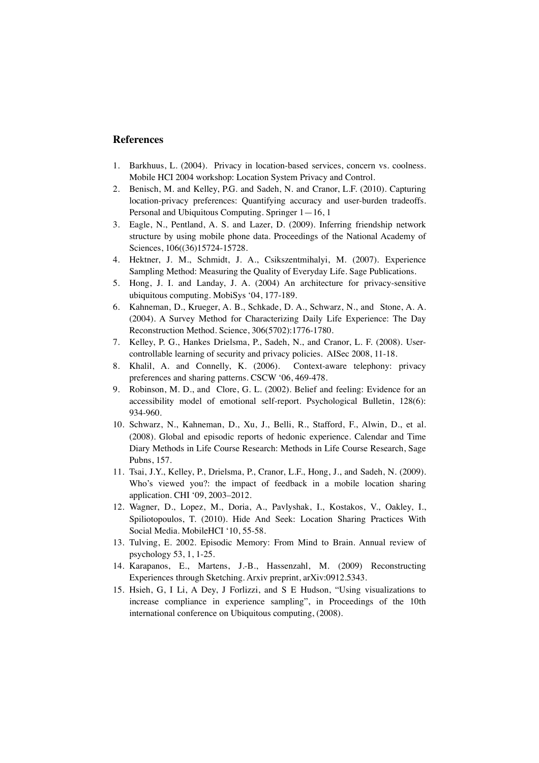## References

1. Barkhuus, L. (2004). Privacy in location-based services, concern vs. coolness. Mobile HCI 2004 workshop: Location System Privacy and Control.
2. Benisch, M. and Kelley, P.G. and Sadeh, N. and Cranor, L.F. (2010). Capturing location-privacy preferences: Quantifying accuracy and user-burden tradeoffs. Personal and Ubiquitous Computing. Springer 1—16, 1
3. Eagle, N., Pentland, A. S. and Lazer, D. (2009). Inferring friendship network structure by using mobile phone data. Proceedings of the National Academy of Sciences, 106((36)15724-15728.
4. Hektner, J. M., Schmidt, J. A., Csikszentmihalyi, M. (2007). Experience Sampling Method: Measuring the Quality of Everyday Life. Sage Publications.
5. Hong, J. I. and Landay, J. A. (2004) An architecture for privacy-sensitive ubiquitous computing. MobiSys '04, 177-189.
6. Kahneman, D., Krueger, A. B., Schkade, D. A., Schwarz, N., and Stone, A. A. (2004). A Survey Method for Characterizing Daily Life Experience: The Day Reconstruction Method. Science, 306(5702):1776-1780.
7. Kelley, P. G., Hankes Drielsma, P., Sadeh, N., and Cranor, L. F. (2008). User-controllable learning of security and privacy policies. AISec 2008, 11-18.
8. Khalil, A. and Connelly, K. (2006). Context-aware telephony: privacy preferences and sharing patterns. CSCW '06, 469-478.
9. Robinson, M. D., and Clore, G. L. (2002). Belief and feeling: Evidence for an accessibility model of emotional self-report. Psychological Bulletin, 128(6): 934-960.
10. Schwarz, N., Kahneman, D., Xu, J., Belli, R., Stafford, F., Alwin, D., et al. (2008). Global and episodic reports of hedonic experience. Calendar and Time Diary Methods in Life Course Research: Methods in Life Course Research, Sage Pubns, 157.
11. Tsai, J.Y., Kelley, P., Drielsma, P., Cranor, L.F., Hong, J., and Sadeh, N. (2009). Who's viewed you?: the impact of feedback in a mobile location sharing application. CHI '09, 2003–2012.
12. Wagner, D., Lopez, M., Doria, A., Pavlyshak, I., Kostakos, V., Oakley, I., Spiliotopoulos, T. (2010). Hide And Seek: Location Sharing Practices With Social Media. MobileHCI '10, 55-58.
13. Tulving, E. 2002. Episodic Memory: From Mind to Brain. Annual review of psychology 53, 1, 1-25.
14. Karapanos, E., Martens, J.-B., Hassenzahl, M. (2009) Reconstructing Experiences through Sketching. Arxiv preprint, arXiv:0912.5343.
15. Hsieh, G, I Li, A Dey, J Forlizzi, and S E Hudson, "Using visualizations to increase compliance in experience sampling", in Proceedings of the 10th international conference on Ubiquitous computing, (2008).